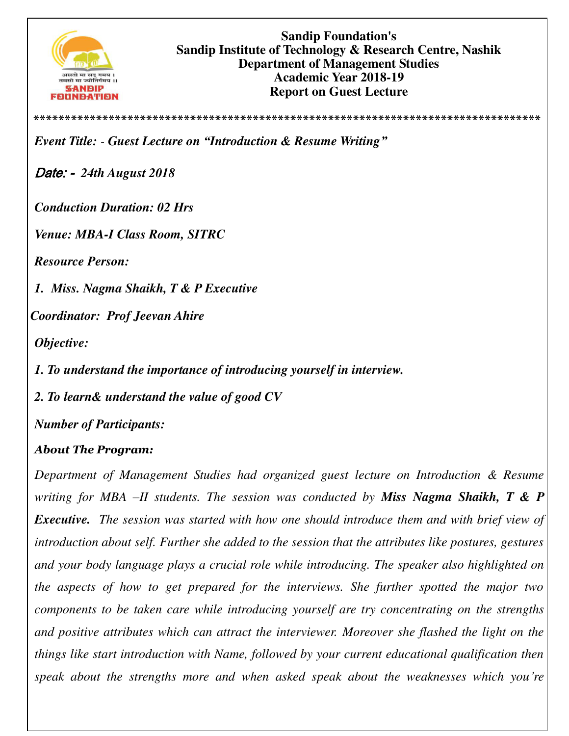**Sandip Foundation's**
**Sandip Institute of Technology & Research Centre, Nashik**
**Department of Management Studies**
**Academic Year 2018-19**
**Report on Guest Lecture**

*********************************************************************************

***Event Title: - Guest Lecture on "Introduction & Resume Writing"***

***Date: - 24th August 2018***

***Conduction Duration: 02 Hrs***

***Venue: MBA-I Class Room, SITRC***

***Resource Person:***

1. ***Miss. Nagma Shaikh, T & P Executive***

***Coordinator: Prof Jeevan Ahire***

***Objective:***

***1. To understand the importance of introducing yourself in interview.***

***2. To learn& understand the value of good CV***

***Number of Participants:***

***About The Program:***

*Department of Management Studies had organized guest lecture on Introduction & Resume writing for MBA –II students. The session was conducted by* ***Miss Nagma Shaikh, T & P Executive.*** *The session was started with how one should introduce them and with brief view of introduction about self. Further she added to the session that the attributes like postures, gestures and your body language plays a crucial role while introducing. The speaker also highlighted on the aspects of how to get prepared for the interviews. She further spotted the major two components to be taken care while introducing yourself are try concentrating on the strengths and positive attributes which can attract the interviewer. Moreover she flashed the light on the things like start introduction with Name, followed by your current educational qualification then speak about the strengths more and when asked speak about the weaknesses which you're*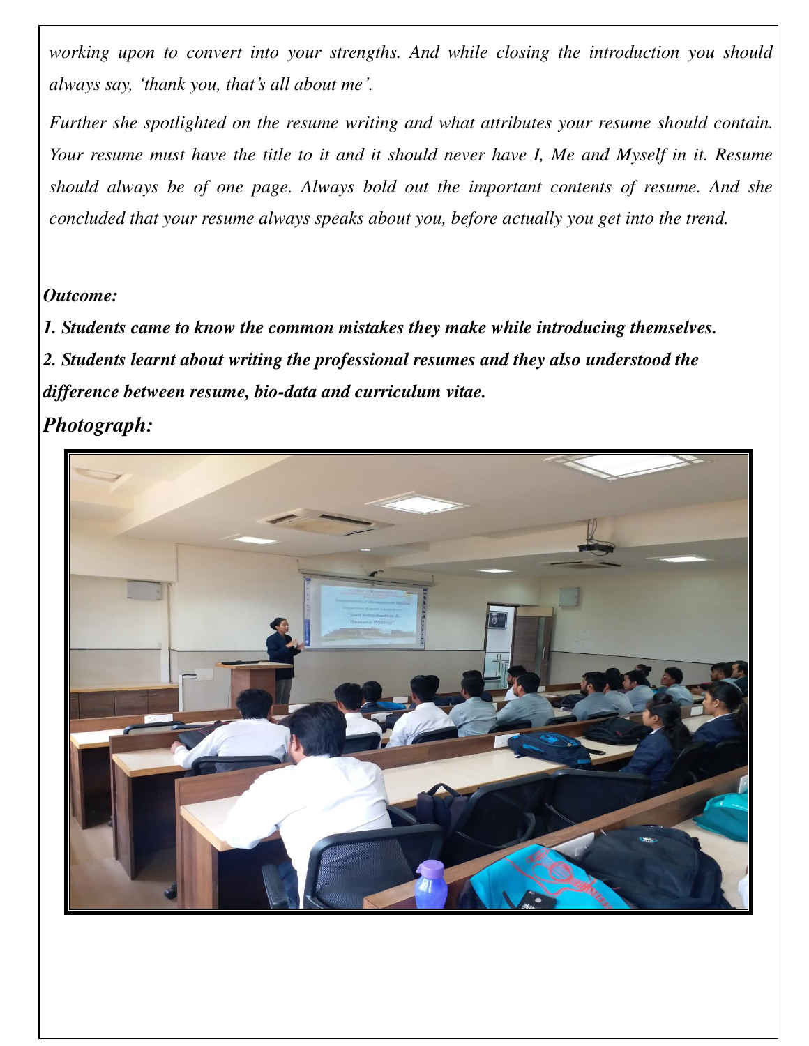*working upon to convert into your strengths. And while closing the introduction you should always say, 'thank you, that's all about me'.*

*Further she spotlighted on the resume writing and what attributes your resume should contain. Your resume must have the title to it and it should never have I, Me and Myself in it. Resume should always be of one page. Always bold out the important contents of resume. And she concluded that your resume always speaks about you, before actually you get into the trend.*

***Outcome:***

***1. Students came to know the common mistakes they make while introducing themselves.***

***2. Students learnt about writing the professional resumes and they also understood the difference between resume, bio-data and curriculum vitae.***

***Photograph:***